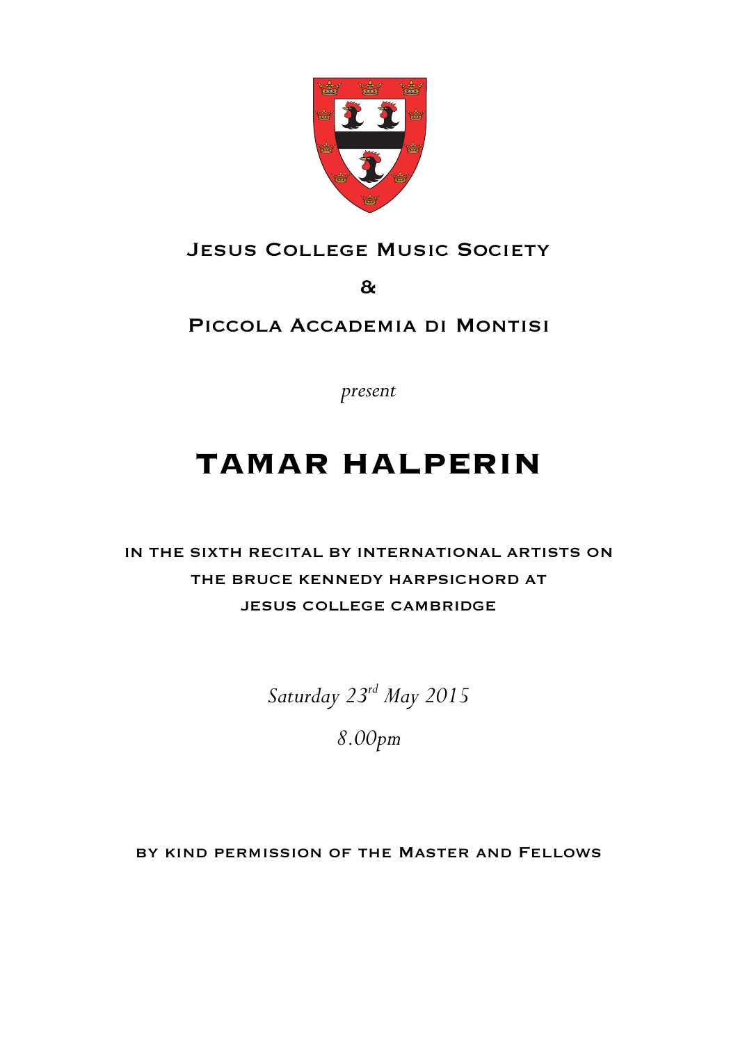Jesus College Music Society

&

Piccola Accademia di Montisi

*present*

# TAMAR HALPERIN

in the sixth recital by international artists on the bruce kennedy harpsichord at jesus college cambridge

*Saturday 23rd May 2015*

*8.00pm*

by kind permission of the Master and Fellows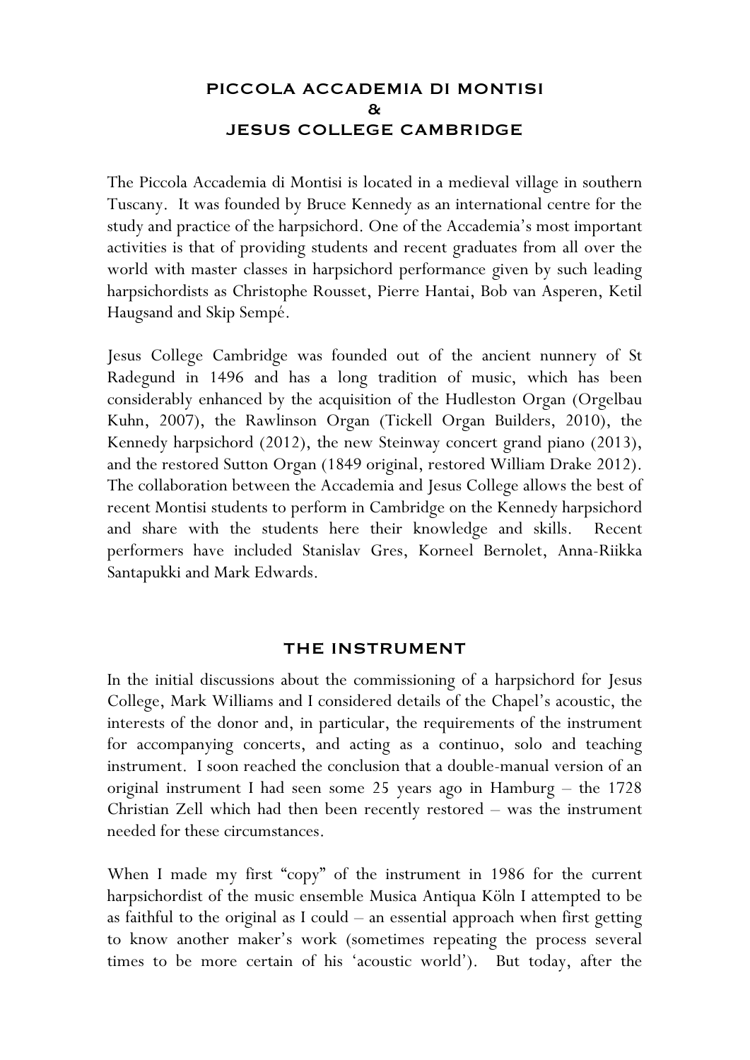## PICCOLA ACCADEMIA DI MONTISI
## &
## JESUS COLLEGE CAMBRIDGE

The Piccola Accademia di Montisi is located in a medieval village in southern Tuscany. It was founded by Bruce Kennedy as an international centre for the study and practice of the harpsichord. One of the Accademia's most important activities is that of providing students and recent graduates from all over the world with master classes in harpsichord performance given by such leading harpsichordists as Christophe Rousset, Pierre Hantai, Bob van Asperen, Ketil Haugsand and Skip Sempé.

Jesus College Cambridge was founded out of the ancient nunnery of St Radegund in 1496 and has a long tradition of music, which has been considerably enhanced by the acquisition of the Hudleston Organ (Orgelbau Kuhn, 2007), the Rawlinson Organ (Tickell Organ Builders, 2010), the Kennedy harpsichord (2012), the new Steinway concert grand piano (2013), and the restored Sutton Organ (1849 original, restored William Drake 2012). The collaboration between the Accademia and Jesus College allows the best of recent Montisi students to perform in Cambridge on the Kennedy harpsichord and share with the students here their knowledge and skills. Recent performers have included Stanislav Gres, Korneel Bernolet, Anna-Riikka Santapukki and Mark Edwards.

## THE INSTRUMENT

In the initial discussions about the commissioning of a harpsichord for Jesus College, Mark Williams and I considered details of the Chapel's acoustic, the interests of the donor and, in particular, the requirements of the instrument for accompanying concerts, and acting as a continuo, solo and teaching instrument. I soon reached the conclusion that a double-manual version of an original instrument I had seen some 25 years ago in Hamburg – the 1728 Christian Zell which had then been recently restored – was the instrument needed for these circumstances.

When I made my first "copy" of the instrument in 1986 for the current harpsichordist of the music ensemble Musica Antiqua Köln I attempted to be as faithful to the original as I could – an essential approach when first getting to know another maker's work (sometimes repeating the process several times to be more certain of his 'acoustic world'). But today, after the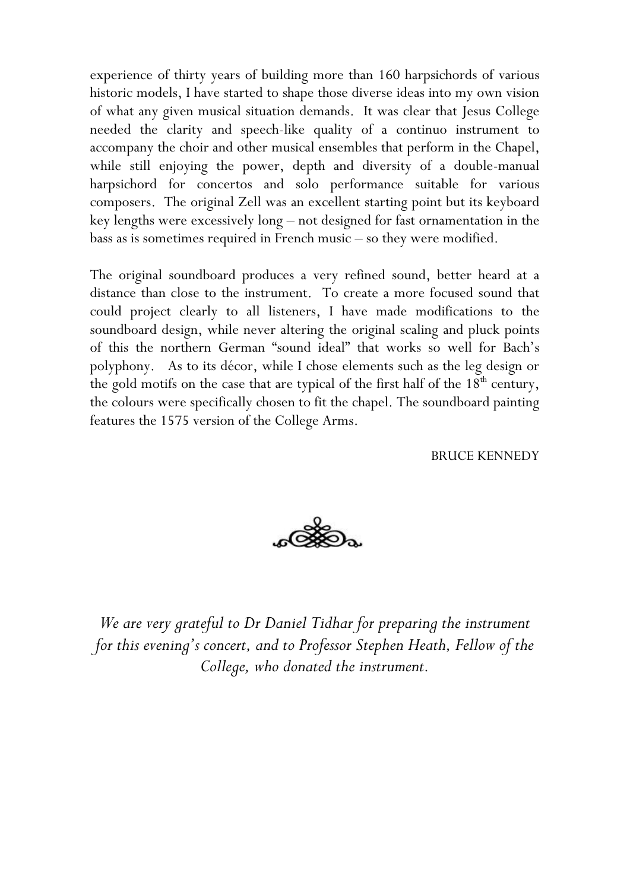experience of thirty years of building more than 160 harpsichords of various historic models, I have started to shape those diverse ideas into my own vision of what any given musical situation demands. It was clear that Jesus College needed the clarity and speech-like quality of a continuo instrument to accompany the choir and other musical ensembles that perform in the Chapel, while still enjoying the power, depth and diversity of a double-manual harpsichord for concertos and solo performance suitable for various composers. The original Zell was an excellent starting point but its keyboard key lengths were excessively long – not designed for fast ornamentation in the bass as is sometimes required in French music – so they were modified.

The original soundboard produces a very refined sound, better heard at a distance than close to the instrument. To create a more focused sound that could project clearly to all listeners, I have made modifications to the soundboard design, while never altering the original scaling and pluck points of this the northern German "sound ideal" that works so well for Bach's polyphony. As to its décor, while I chose elements such as the leg design or the gold motifs on the case that are typical of the first half of the 18th century, the colours were specifically chosen to fit the chapel. The soundboard painting features the 1575 version of the College Arms.

BRUCE KENNEDY

*We are very grateful to Dr Daniel Tidhar for preparing the instrument for this evening's concert, and to Professor Stephen Heath, Fellow of the College, who donated the instrument.*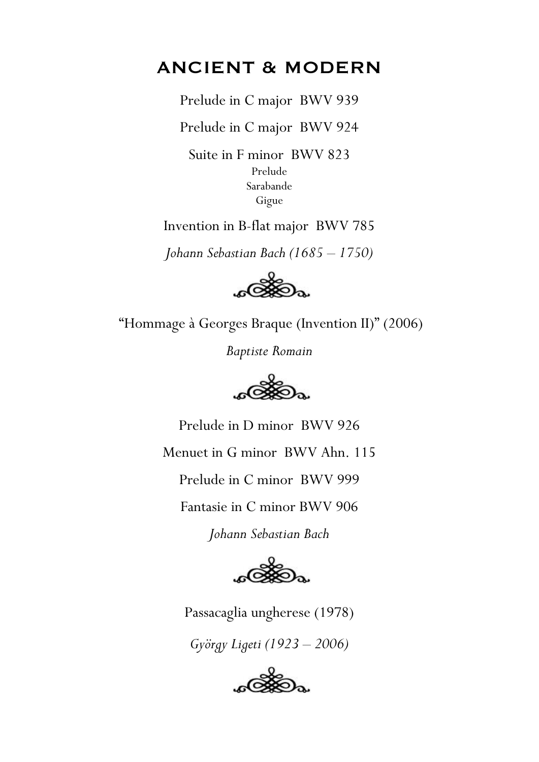# ANCIENT & MODERN

Prelude in C major BWV 939

Prelude in C major BWV 924

Suite in F minor BWV 823

Prelude

Sarabande

Gigue

Invention in B-flat major BWV 785

*Johann Sebastian Bach (1685 – 1750)*

"Hommage à Georges Braque (Invention II)" (2006)

*Baptiste Romain*

Prelude in D minor BWV 926

Menuet in G minor BWV Ahn. 115

Prelude in C minor BWV 999

Fantasie in C minor BWV 906

*Johann Sebastian Bach*

Passacaglia ungherese (1978)

*György Ligeti (1923 – 2006)*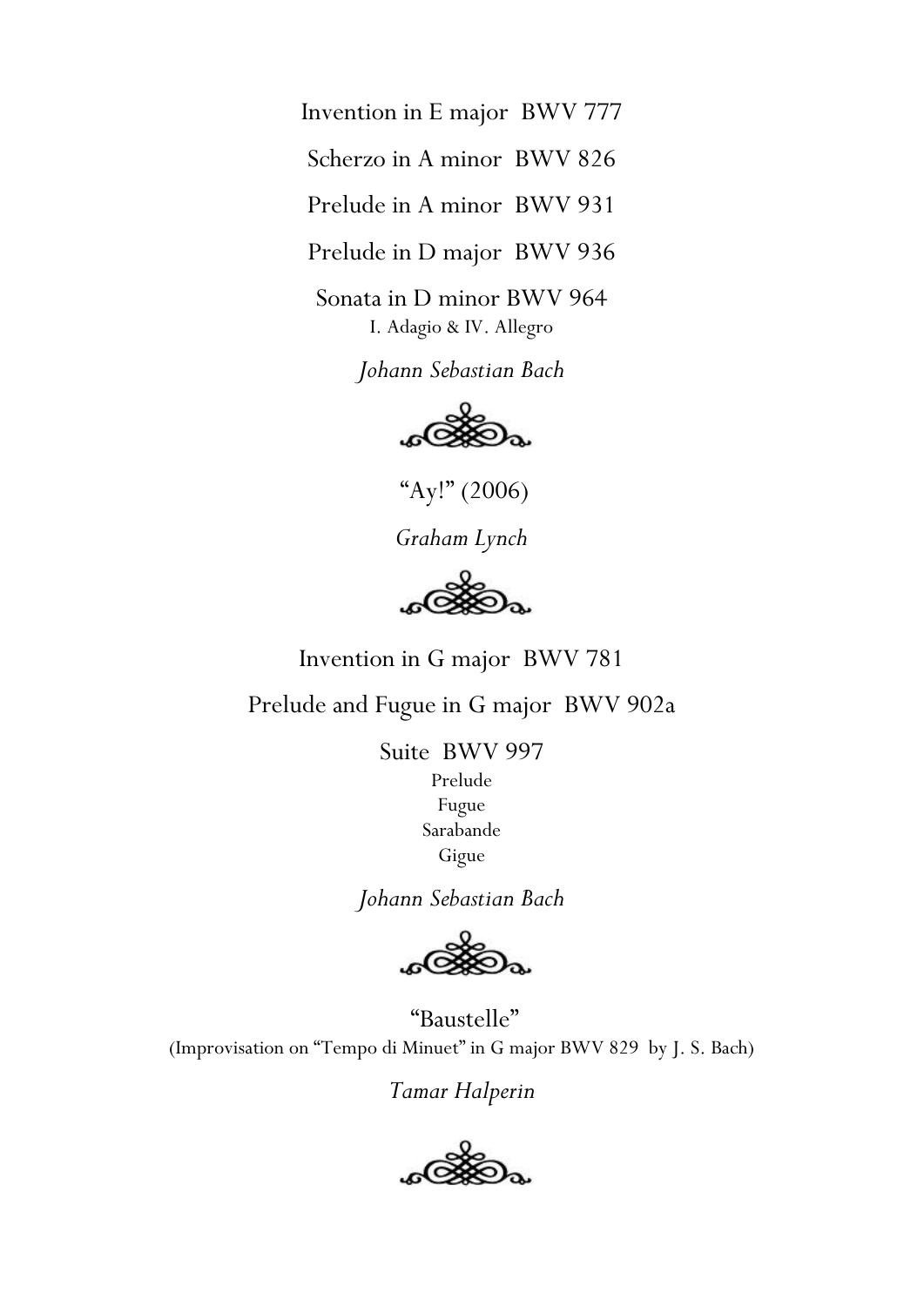Invention in E major BWV 777

Scherzo in A minor BWV 826

Prelude in A minor BWV 931

Prelude in D major BWV 936

Sonata in D minor BWV 964
I. Adagio & IV. Allegro

*Johann Sebastian Bach*

"Ay!" (2006)

*Graham Lynch*

Invention in G major BWV 781

Prelude and Fugue in G major BWV 902a

Suite BWV 997
Prelude
Fugue
Sarabande
Gigue

*Johann Sebastian Bach*

"Baustelle"
(Improvisation on "Tempo di Minuet" in G major BWV 829 by J. S. Bach)

*Tamar Halperin*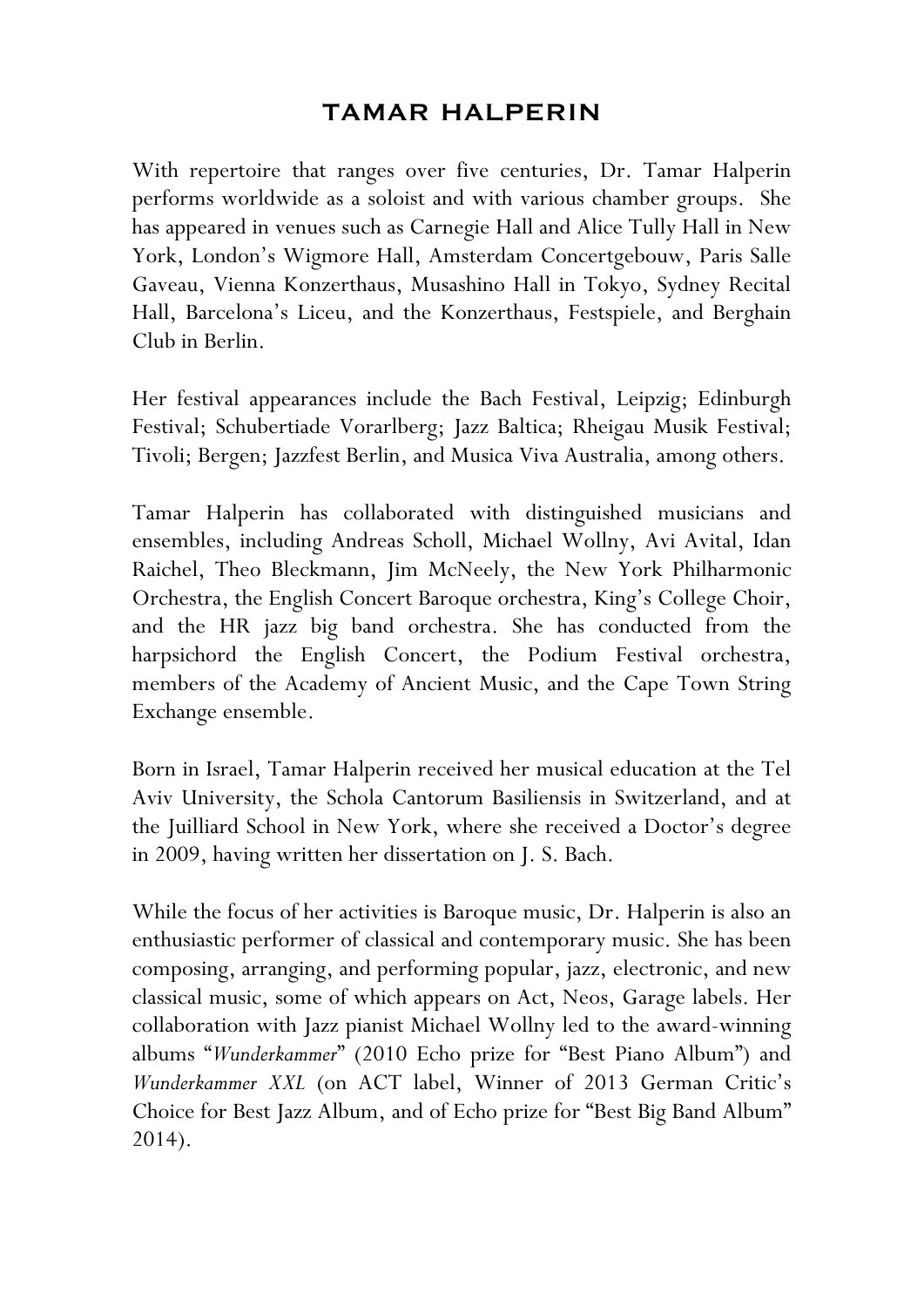# TAMAR HALPERIN

With repertoire that ranges over five centuries, Dr. Tamar Halperin performs worldwide as a soloist and with various chamber groups. She has appeared in venues such as Carnegie Hall and Alice Tully Hall in New York, London's Wigmore Hall, Amsterdam Concertgebouw, Paris Salle Gaveau, Vienna Konzerthaus, Musashino Hall in Tokyo, Sydney Recital Hall, Barcelona's Liceu, and the Konzerthaus, Festspiele, and Berghain Club in Berlin.

Her festival appearances include the Bach Festival, Leipzig; Edinburgh Festival; Schubertiade Vorarlberg; Jazz Baltica; Rheigau Musik Festival; Tivoli; Bergen; Jazzfest Berlin, and Musica Viva Australia, among others.

Tamar Halperin has collaborated with distinguished musicians and ensembles, including Andreas Scholl, Michael Wollny, Avi Avital, Idan Raichel, Theo Bleckmann, Jim McNeely, the New York Philharmonic Orchestra, the English Concert Baroque orchestra, King's College Choir, and the HR jazz big band orchestra. She has conducted from the harpsichord the English Concert, the Podium Festival orchestra, members of the Academy of Ancient Music, and the Cape Town String Exchange ensemble.

Born in Israel, Tamar Halperin received her musical education at the Tel Aviv University, the Schola Cantorum Basiliensis in Switzerland, and at the Juilliard School in New York, where she received a Doctor's degree in 2009, having written her dissertation on J. S. Bach.

While the focus of her activities is Baroque music, Dr. Halperin is also an enthusiastic performer of classical and contemporary music. She has been composing, arranging, and performing popular, jazz, electronic, and new classical music, some of which appears on Act, Neos, Garage labels. Her collaboration with Jazz pianist Michael Wollny led to the award-winning albums "*Wunderkammer*" (2010 Echo prize for "Best Piano Album") and *Wunderkammer XXL* (on ACT label, Winner of 2013 German Critic's Choice for Best Jazz Album, and of Echo prize for "Best Big Band Album" 2014).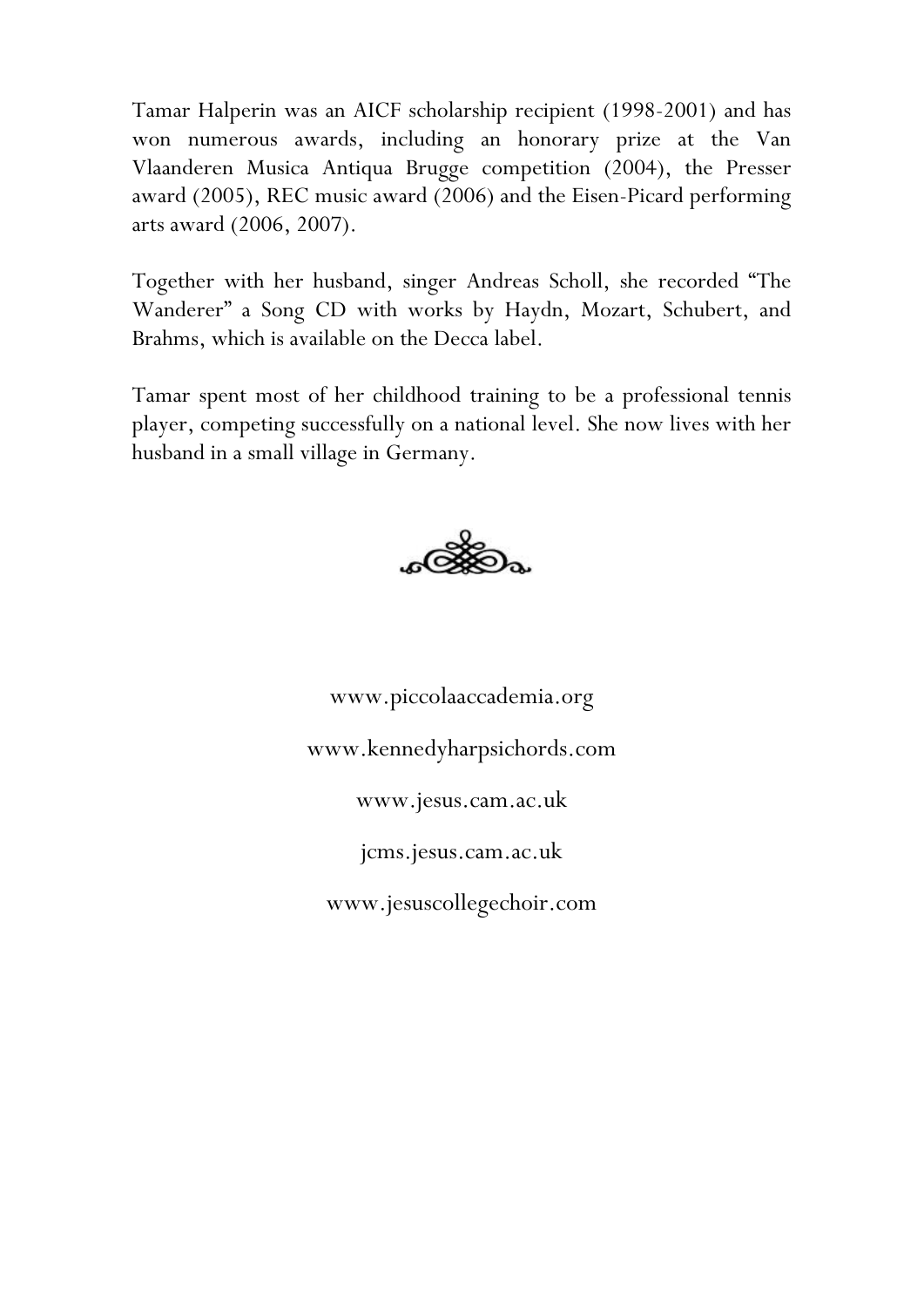Tamar Halperin was an AICF scholarship recipient (1998-2001) and has won numerous awards, including an honorary prize at the Van Vlaanderen Musica Antiqua Brugge competition (2004), the Presser award (2005), REC music award (2006) and the Eisen-Picard performing arts award (2006, 2007).

Together with her husband, singer Andreas Scholl, she recorded "The Wanderer" a Song CD with works by Haydn, Mozart, Schubert, and Brahms, which is available on the Decca label.

Tamar spent most of her childhood training to be a professional tennis player, competing successfully on a national level. She now lives with her husband in a small village in Germany.

www.piccolaaccademia.org

www.kennedyharpsichords.com

www.jesus.cam.ac.uk

jcms.jesus.cam.ac.uk

www.jesuscollegechoir.com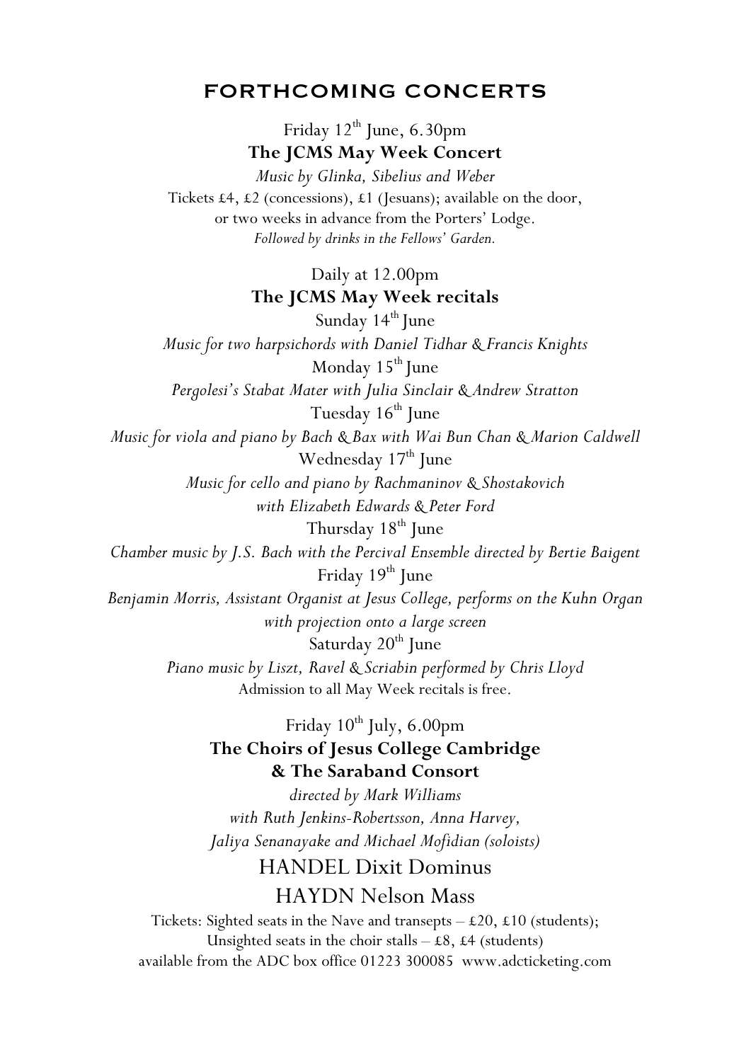# FORTHCOMING CONCERTS

Friday 12th June, 6.30pm

**The JCMS May Week Concert**

*Music by Glinka, Sibelius and Weber*

Tickets £4, £2 (concessions), £1 (Jesuans); available on the door, or two weeks in advance from the Porters' Lodge.

*Followed by drinks in the Fellows' Garden.*

Daily at 12.00pm

**The JCMS May Week recitals**

Sunday 14th June

*Music for two harpsichords with Daniel Tidhar & Francis Knights*

Monday 15th June

*Pergolesi's Stabat Mater with Julia Sinclair & Andrew Stratton*

Tuesday 16th June

*Music for viola and piano by Bach & Bax with Wai Bun Chan & Marion Caldwell*

Wednesday 17th June

*Music for cello and piano by Rachmaninov & Shostakovich with Elizabeth Edwards & Peter Ford*

Thursday 18th June

*Chamber music by J.S. Bach with the Percival Ensemble directed by Bertie Baigent*

Friday 19th June

*Benjamin Morris, Assistant Organist at Jesus College, performs on the Kuhn Organ with projection onto a large screen*

Saturday 20th June

*Piano music by Liszt, Ravel & Scriabin performed by Chris Lloyd*

Admission to all May Week recitals is free.

Friday 10th July, 6.00pm

**The Choirs of Jesus College Cambridge & The Saraband Consort**

*directed by Mark Williams*

*with Ruth Jenkins-Robertsson, Anna Harvey, Jaliya Senanayake and Michael Mofidian (soloists)*

HANDEL Dixit Dominus

HAYDN Nelson Mass

Tickets: Sighted seats in the Nave and transepts – £20, £10 (students); Unsighted seats in the choir stalls – £8, £4 (students) available from the ADC box office 01223 300085 www.adcticketing.com